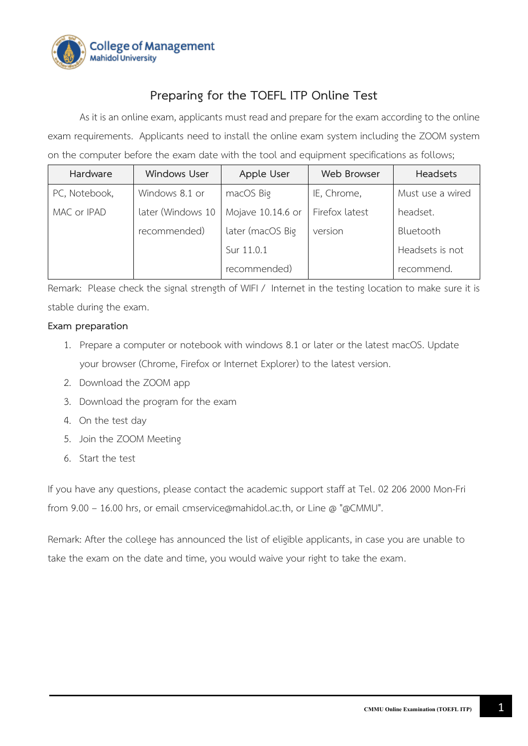College of Management
Mahidol University

# Preparing for the TOEFL ITP Online Test

As it is an online exam, applicants must read and prepare for the exam according to the online exam requirements. Applicants need to install the online exam system including the ZOOM system on the computer before the exam date with the tool and equipment specifications as follows;

| Hardware | Windows User | Apple User | Web Browser | Headsets |
|---|---|---|---|---|
| PC, Notebook, MAC or IPAD | Windows 8.1 or later (Windows 10 recommended) | macOS Big Mojave 10.14.6 or later (macOS Big Sur 11.0.1 recommended) | IE, Chrome, Firefox latest version | Must use a wired headset. Bluetooth Headsets is not recommend. |

Remark: Please check the signal strength of WIFI / Internet in the testing location to make sure it is stable during the exam.

**Exam preparation**

1. Prepare a computer or notebook with windows 8.1 or later or the latest macOS. Update your browser (Chrome, Firefox or Internet Explorer) to the latest version.
2. Download the ZOOM app
3. Download the program for the exam
4. On the test day
5. Join the ZOOM Meeting
6. Start the test

If you have any questions, please contact the academic support staff at Tel. 02 206 2000 Mon-Fri from 9.00 – 16.00 hrs, or email cmservice@mahidol.ac.th, or Line @ "@CMMU".

Remark: After the college has announced the list of eligible applicants, in case you are unable to take the exam on the date and time, you would waive your right to take the exam.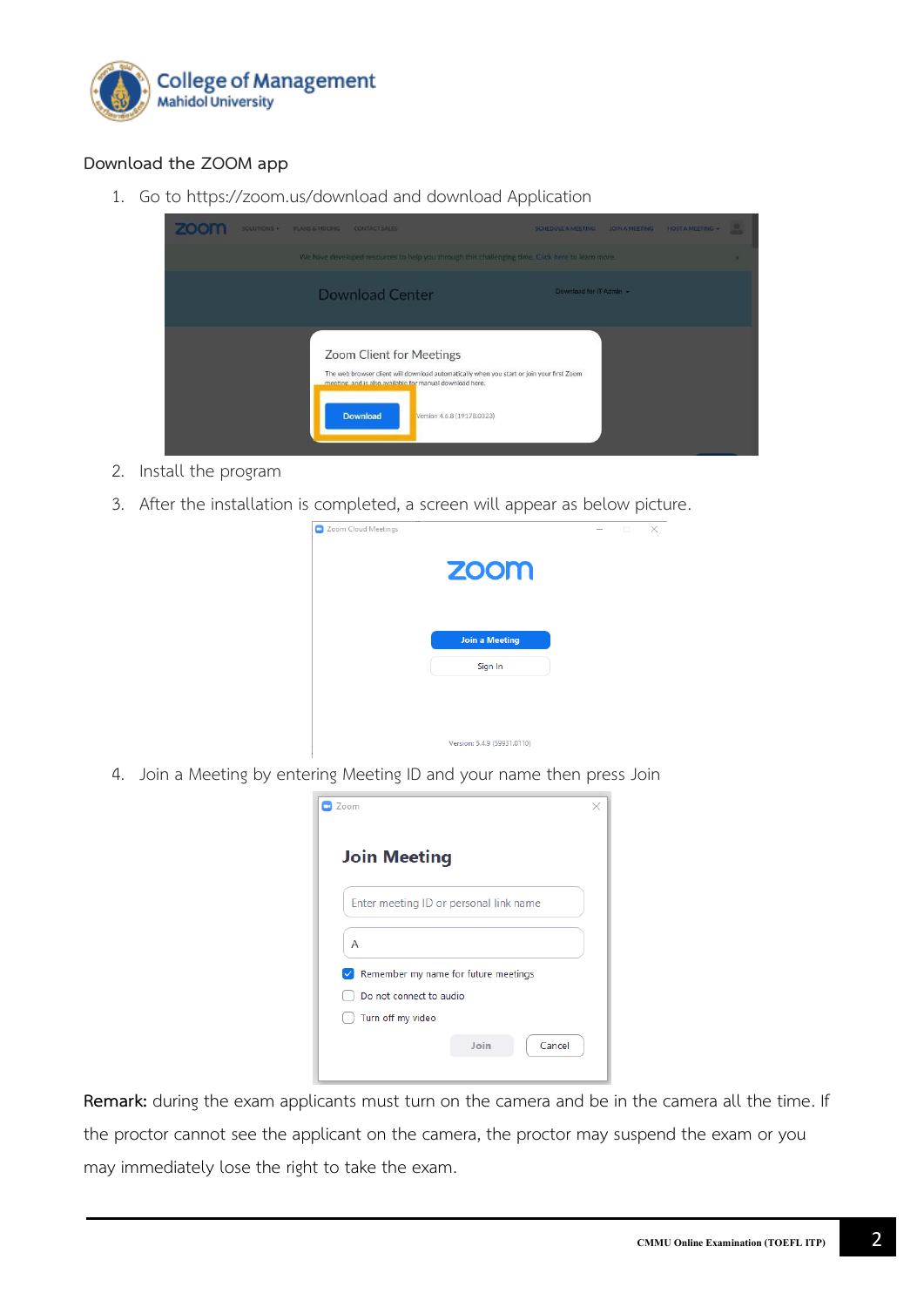## Download the ZOOM app

1. Go to https://zoom.us/download and download Application
2. Install the program
3. After the installation is completed, a screen will appear as below picture.
4. Join a Meeting by entering Meeting ID and your name then press Join

**Remark:** during the exam applicants must turn on the camera and be in the camera all the time. If the proctor cannot see the applicant on the camera, the proctor may suspend the exam or you may immediately lose the right to take the exam.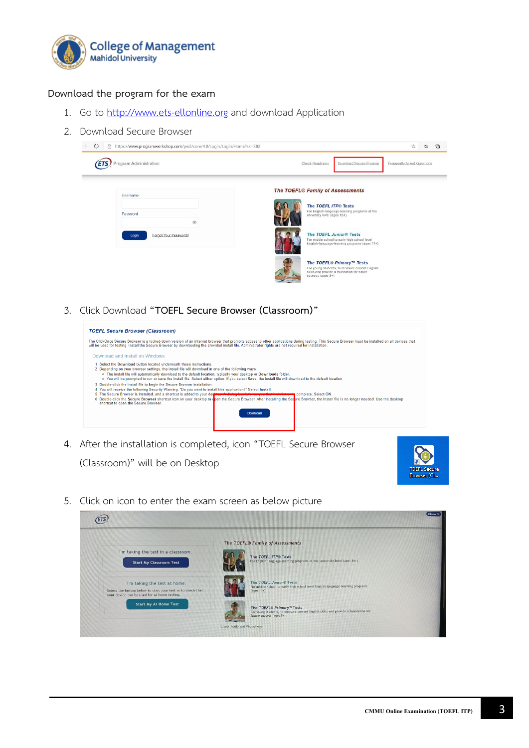Download the program for the exam

1. Go to [http://www.ets-ellonline.org](http://www.ets-ellonline.org) and download Application
2. Download Secure Browser
3. Click Download **"TOEFL Secure Browser (Classroom)"**
4. After the installation is completed, icon "TOEFL Secure Browser (Classroom)" will be on Desktop
5. Click on icon to enter the exam screen as below picture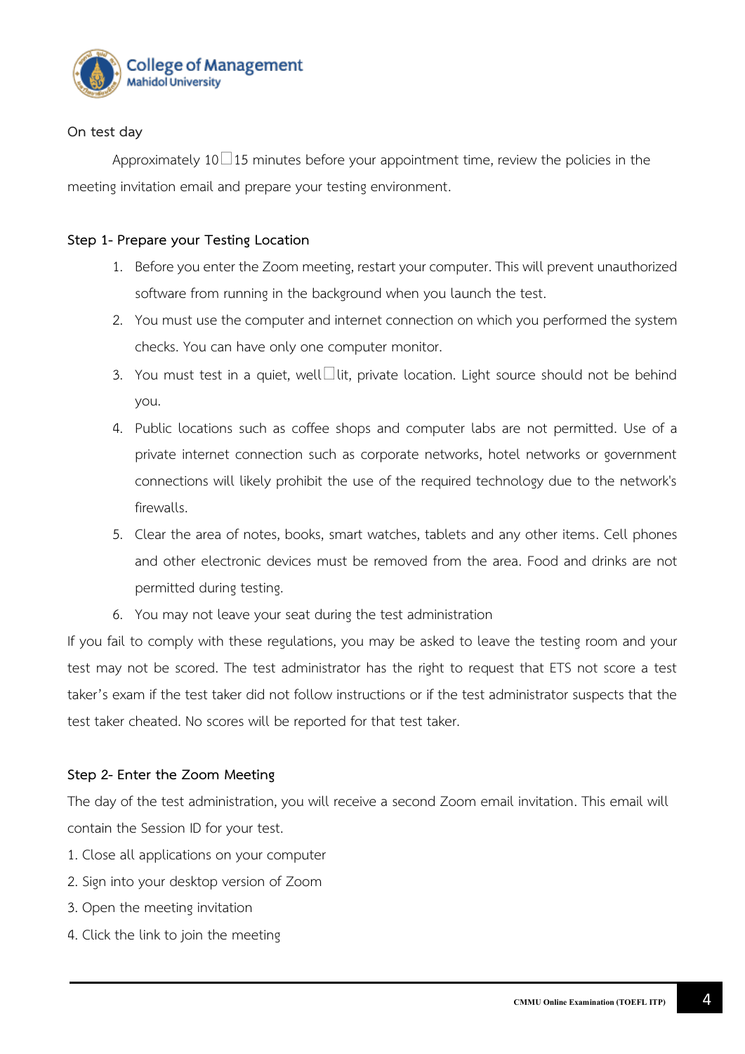On test day

Approximately 10–15 minutes before your appointment time, review the policies in the meeting invitation email and prepare your testing environment.

**Step 1- Prepare your Testing Location**

1. Before you enter the Zoom meeting, restart your computer. This will prevent unauthorized software from running in the background when you launch the test.
2. You must use the computer and internet connection on which you performed the system checks. You can have only one computer monitor.
3. You must test in a quiet, well-lit, private location. Light source should not be behind you.
4. Public locations such as coffee shops and computer labs are not permitted. Use of a private internet connection such as corporate networks, hotel networks or government connections will likely prohibit the use of the required technology due to the network's firewalls.
5. Clear the area of notes, books, smart watches, tablets and any other items. Cell phones and other electronic devices must be removed from the area. Food and drinks are not permitted during testing.
6. You may not leave your seat during the test administration

If you fail to comply with these regulations, you may be asked to leave the testing room and your test may not be scored. The test administrator has the right to request that ETS not score a test taker's exam if the test taker did not follow instructions or if the test administrator suspects that the test taker cheated. No scores will be reported for that test taker.

**Step 2- Enter the Zoom Meeting**

The day of the test administration, you will receive a second Zoom email invitation. This email will contain the Session ID for your test.

1. Close all applications on your computer
2. Sign into your desktop version of Zoom
3. Open the meeting invitation
4. Click the link to join the meeting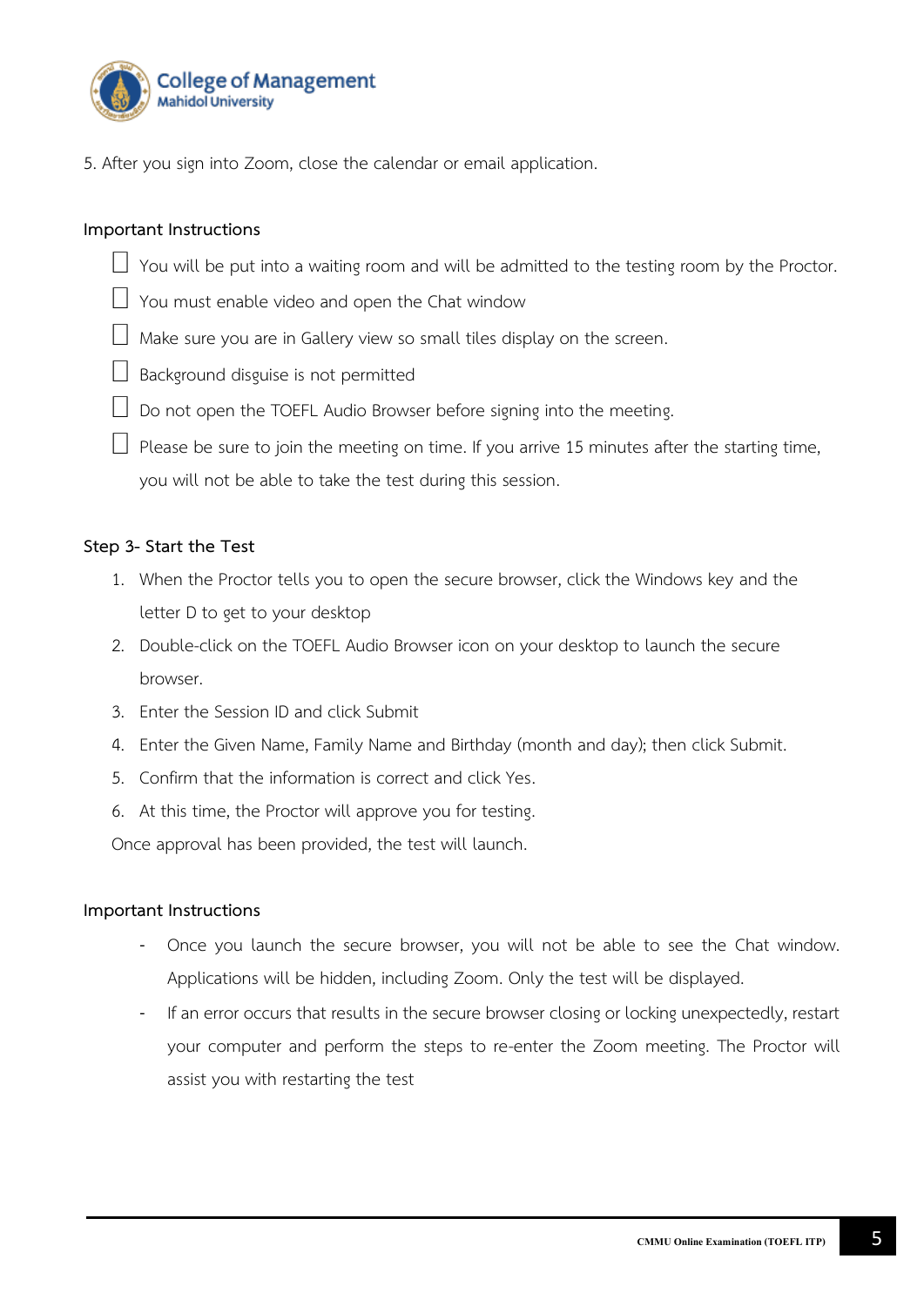5. After you sign into Zoom, close the calendar or email application.

**Important Instructions**

- [ ] You will be put into a waiting room and will be admitted to the testing room by the Proctor.
- [ ] You must enable video and open the Chat window
- [ ] Make sure you are in Gallery view so small tiles display on the screen.
- [ ] Background disguise is not permitted
- [ ] Do not open the TOEFL Audio Browser before signing into the meeting.
- [ ] Please be sure to join the meeting on time. If you arrive 15 minutes after the starting time, you will not be able to take the test during this session.

**Step 3- Start the Test**

1. When the Proctor tells you to open the secure browser, click the Windows key and the letter D to get to your desktop
2. Double-click on the TOEFL Audio Browser icon on your desktop to launch the secure browser.
3. Enter the Session ID and click Submit
4. Enter the Given Name, Family Name and Birthday (month and day); then click Submit.
5. Confirm that the information is correct and click Yes.
6. At this time, the Proctor will approve you for testing.

Once approval has been provided, the test will launch.

**Important Instructions**

- Once you launch the secure browser, you will not be able to see the Chat window. Applications will be hidden, including Zoom. Only the test will be displayed.
- If an error occurs that results in the secure browser closing or locking unexpectedly, restart your computer and perform the steps to re-enter the Zoom meeting. The Proctor will assist you with restarting the test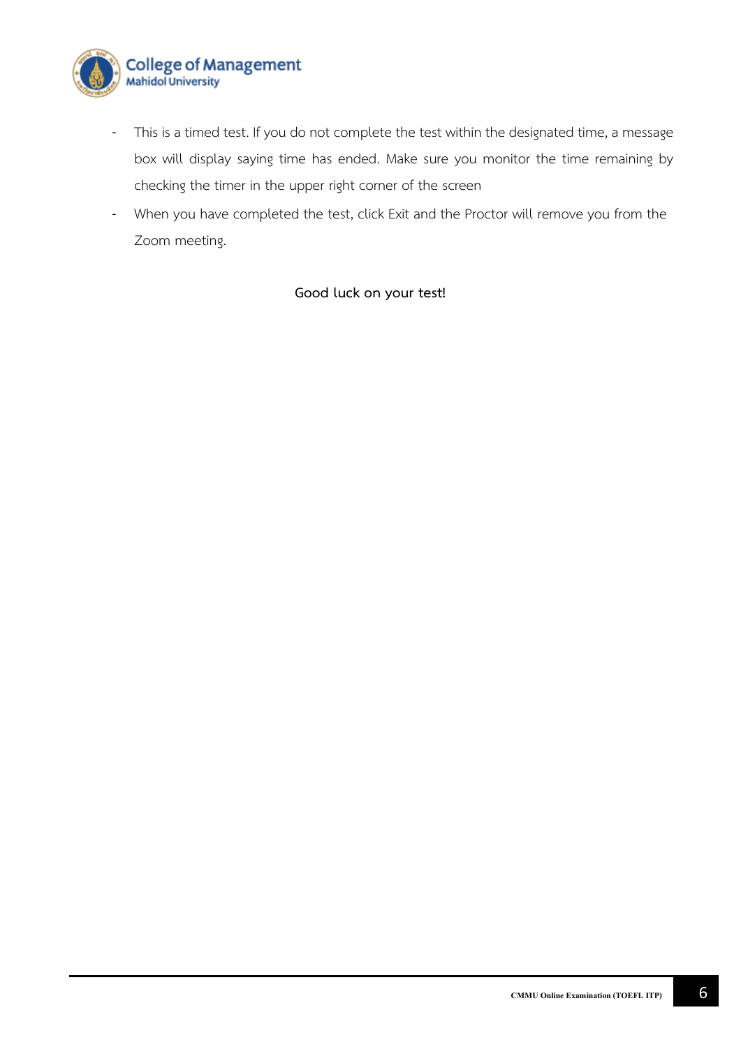- This is a timed test. If you do not complete the test within the designated time, a message box will display saying time has ended. Make sure you monitor the time remaining by checking the timer in the upper right corner of the screen
- When you have completed the test, click Exit and the Proctor will remove you from the Zoom meeting.

Good luck on your test!